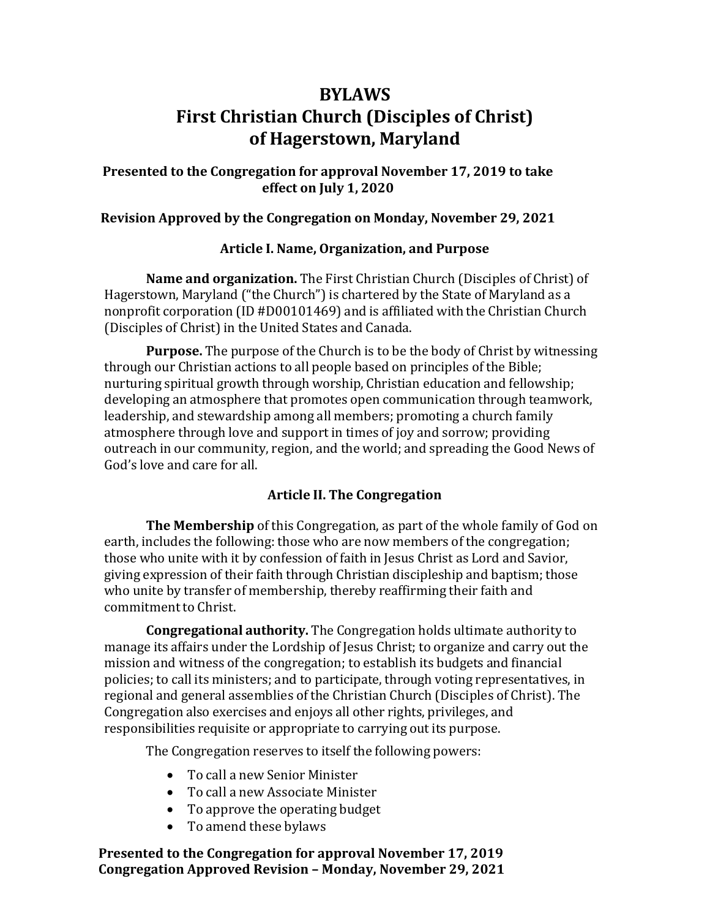# BYLAWS
# First Christian Church (Disciples of Christ) of Hagerstown, Maryland

**Presented to the Congregation for approval November 17, 2019 to take effect on July 1, 2020**

**Revision Approved by the Congregation on Monday, November 29, 2021**

## Article I. Name, Organization, and Purpose

**Name and organization.** The First Christian Church (Disciples of Christ) of Hagerstown, Maryland ("the Church") is chartered by the State of Maryland as a nonprofit corporation (ID #D00101469) and is affiliated with the Christian Church (Disciples of Christ) in the United States and Canada.

**Purpose.** The purpose of the Church is to be the body of Christ by witnessing through our Christian actions to all people based on principles of the Bible; nurturing spiritual growth through worship, Christian education and fellowship; developing an atmosphere that promotes open communication through teamwork, leadership, and stewardship among all members; promoting a church family atmosphere through love and support in times of joy and sorrow; providing outreach in our community, region, and the world; and spreading the Good News of God's love and care for all.

## Article II. The Congregation

**The Membership** of this Congregation, as part of the whole family of God on earth, includes the following: those who are now members of the congregation; those who unite with it by confession of faith in Jesus Christ as Lord and Savior, giving expression of their faith through Christian discipleship and baptism; those who unite by transfer of membership, thereby reaffirming their faith and commitment to Christ.

**Congregational authority.** The Congregation holds ultimate authority to manage its affairs under the Lordship of Jesus Christ; to organize and carry out the mission and witness of the congregation; to establish its budgets and financial policies; to call its ministers; and to participate, through voting representatives, in regional and general assemblies of the Christian Church (Disciples of Christ). The Congregation also exercises and enjoys all other rights, privileges, and responsibilities requisite or appropriate to carrying out its purpose.

The Congregation reserves to itself the following powers:

- To call a new Senior Minister
- To call a new Associate Minister
- To approve the operating budget
- To amend these bylaws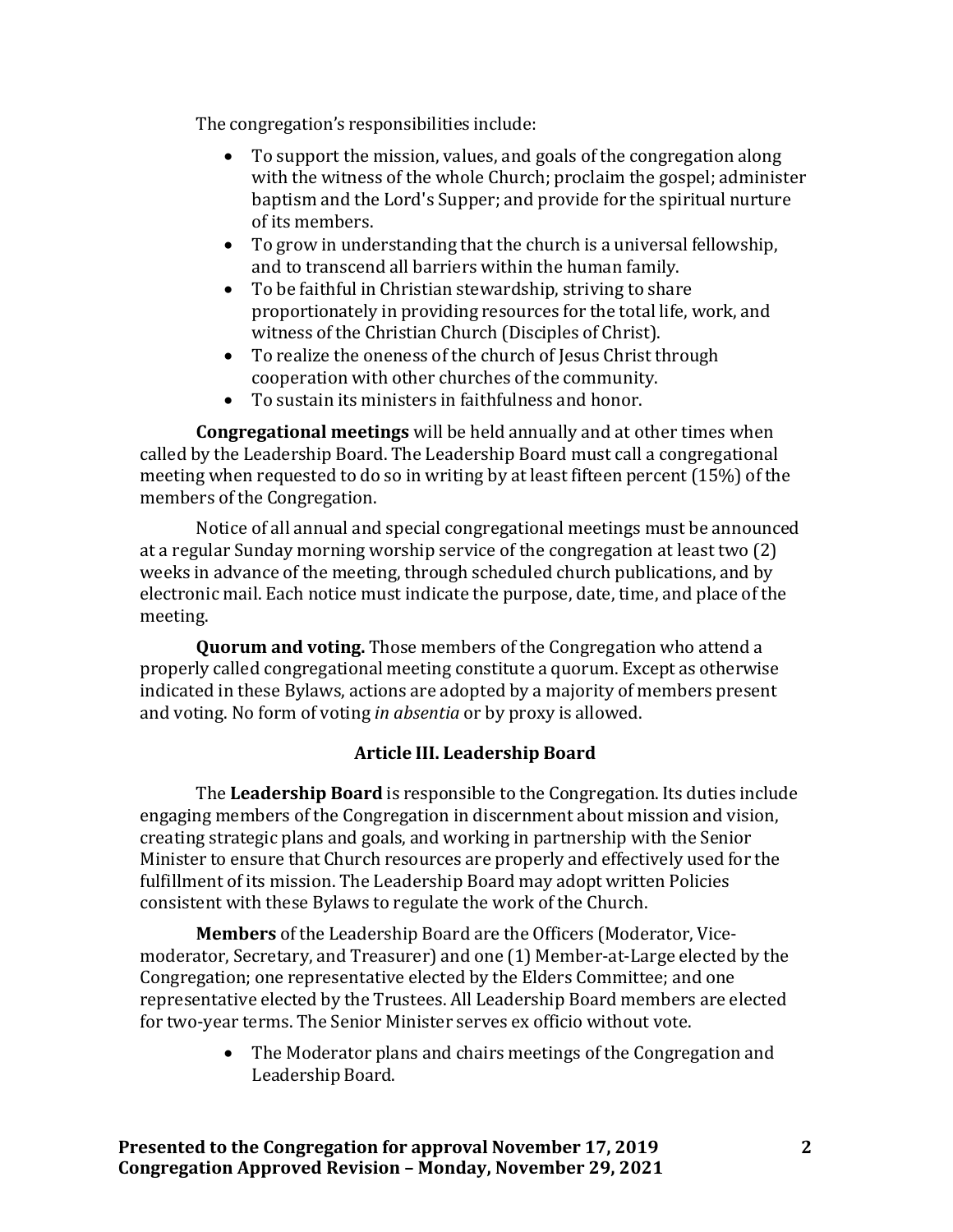The congregation's responsibilities include:

- To support the mission, values, and goals of the congregation along with the witness of the whole Church; proclaim the gospel; administer baptism and the Lord's Supper; and provide for the spiritual nurture of its members.
- To grow in understanding that the church is a universal fellowship, and to transcend all barriers within the human family.
- To be faithful in Christian stewardship, striving to share proportionately in providing resources for the total life, work, and witness of the Christian Church (Disciples of Christ).
- To realize the oneness of the church of Jesus Christ through cooperation with other churches of the community.
- To sustain its ministers in faithfulness and honor.

**Congregational meetings** will be held annually and at other times when called by the Leadership Board. The Leadership Board must call a congregational meeting when requested to do so in writing by at least fifteen percent (15%) of the members of the Congregation.

Notice of all annual and special congregational meetings must be announced at a regular Sunday morning worship service of the congregation at least two (2) weeks in advance of the meeting, through scheduled church publications, and by electronic mail. Each notice must indicate the purpose, date, time, and place of the meeting.

**Quorum and voting.** Those members of the Congregation who attend a properly called congregational meeting constitute a quorum. Except as otherwise indicated in these Bylaws, actions are adopted by a majority of members present and voting. No form of voting *in absentia* or by proxy is allowed.

## Article III. Leadership Board

The **Leadership Board** is responsible to the Congregation. Its duties include engaging members of the Congregation in discernment about mission and vision, creating strategic plans and goals, and working in partnership with the Senior Minister to ensure that Church resources are properly and effectively used for the fulfillment of its mission. The Leadership Board may adopt written Policies consistent with these Bylaws to regulate the work of the Church.

**Members** of the Leadership Board are the Officers (Moderator, Vice-moderator, Secretary, and Treasurer) and one (1) Member-at-Large elected by the Congregation; one representative elected by the Elders Committee; and one representative elected by the Trustees. All Leadership Board members are elected for two-year terms. The Senior Minister serves ex officio without vote.

- The Moderator plans and chairs meetings of the Congregation and Leadership Board.

**Presented to the Congregation for approval November 17, 2019**
**Congregation Approved Revision – Monday, November 29, 2021**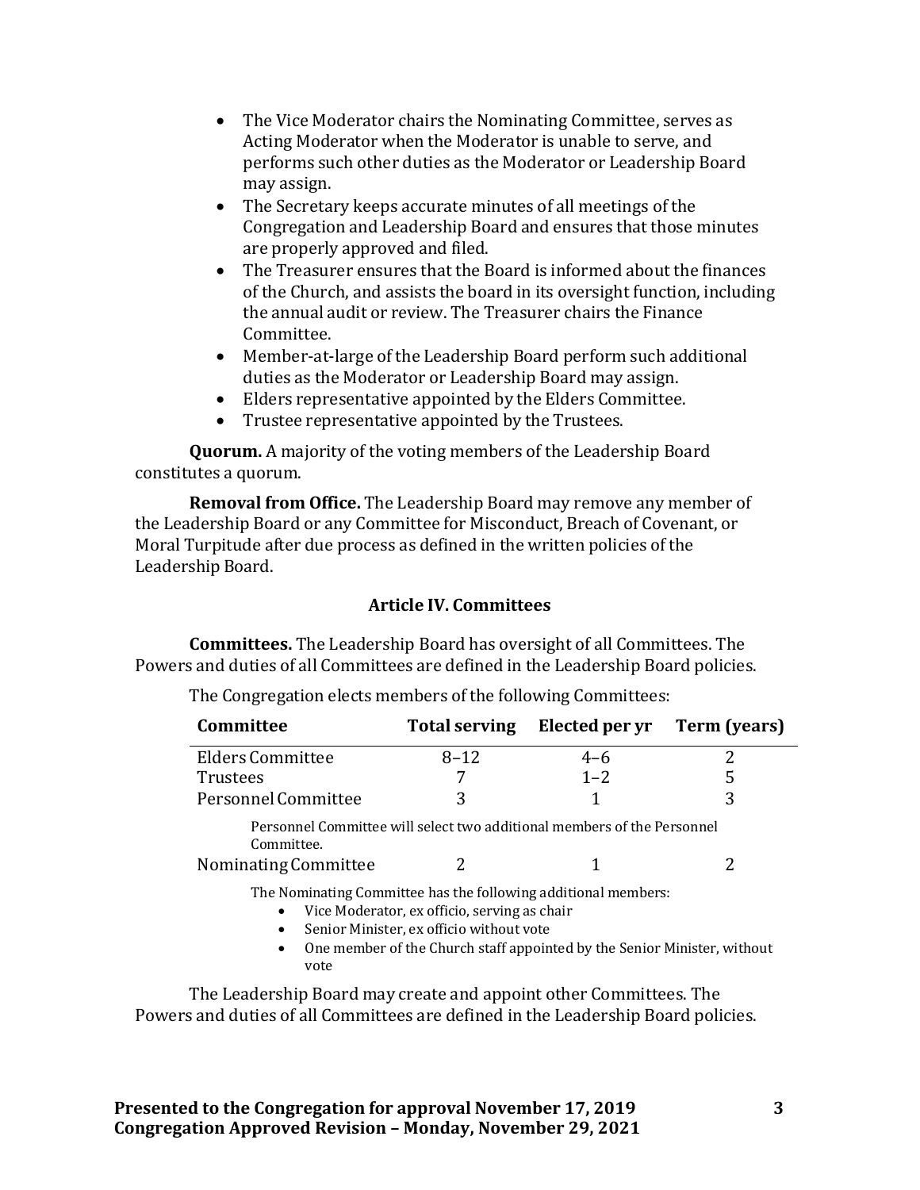- The Vice Moderator chairs the Nominating Committee, serves as Acting Moderator when the Moderator is unable to serve, and performs such other duties as the Moderator or Leadership Board may assign.
- The Secretary keeps accurate minutes of all meetings of the Congregation and Leadership Board and ensures that those minutes are properly approved and filed.
- The Treasurer ensures that the Board is informed about the finances of the Church, and assists the board in its oversight function, including the annual audit or review. The Treasurer chairs the Finance Committee.
- Member-at-large of the Leadership Board perform such additional duties as the Moderator or Leadership Board may assign.
- Elders representative appointed by the Elders Committee.
- Trustee representative appointed by the Trustees.

**Quorum.** A majority of the voting members of the Leadership Board constitutes a quorum.

**Removal from Office.** The Leadership Board may remove any member of the Leadership Board or any Committee for Misconduct, Breach of Covenant, or Moral Turpitude after due process as defined in the written policies of the Leadership Board.

### Article IV. Committees

**Committees.** The Leadership Board has oversight of all Committees. The Powers and duties of all Committees are defined in the Leadership Board policies.

The Congregation elects members of the following Committees:

| Committee | Total serving | Elected per yr | Term (years) |
|---|---|---|---|
| Elders Committee | 8–12 | 4–6 | 2 |
| Trustees | 7 | 1–2 | 5 |
| Personnel Committee | 3 | 1 | 3 |
| Personnel Committee will select two additional members of the Personnel Committee. | | | |
| Nominating Committee | 2 | 1 | 2 |

The Nominating Committee has the following additional members:

- Vice Moderator, ex officio, serving as chair
- Senior Minister, ex officio without vote
- One member of the Church staff appointed by the Senior Minister, without vote

The Leadership Board may create and appoint other Committees. The Powers and duties of all Committees are defined in the Leadership Board policies.

**Presented to the Congregation for approval November 17, 2019**
**Congregation Approved Revision – Monday, November 29, 2021**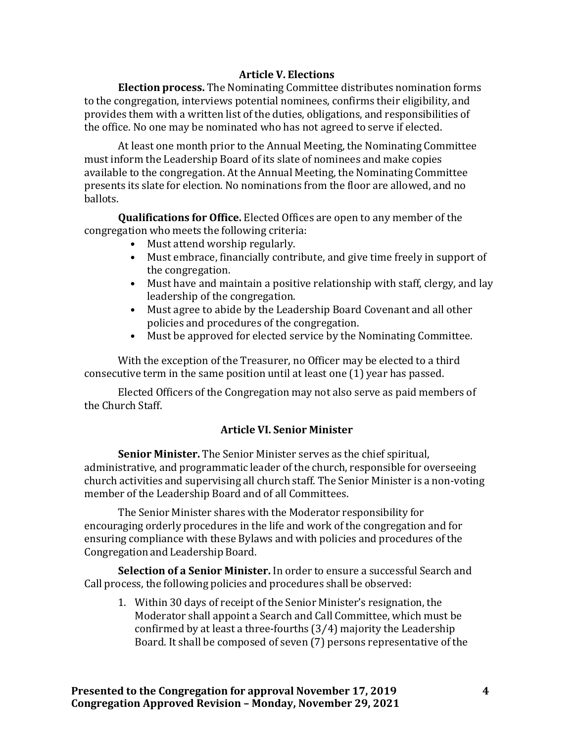## Article V. Elections

**Election process.** The Nominating Committee distributes nomination forms to the congregation, interviews potential nominees, confirms their eligibility, and provides them with a written list of the duties, obligations, and responsibilities of the office. No one may be nominated who has not agreed to serve if elected.

At least one month prior to the Annual Meeting, the Nominating Committee must inform the Leadership Board of its slate of nominees and make copies available to the congregation. At the Annual Meeting, the Nominating Committee presents its slate for election. No nominations from the floor are allowed, and no ballots.

**Qualifications for Office.** Elected Offices are open to any member of the congregation who meets the following criteria:

- Must attend worship regularly.
- Must embrace, financially contribute, and give time freely in support of the congregation.
- Must have and maintain a positive relationship with staff, clergy, and lay leadership of the congregation.
- Must agree to abide by the Leadership Board Covenant and all other policies and procedures of the congregation.
- Must be approved for elected service by the Nominating Committee.

With the exception of the Treasurer, no Officer may be elected to a third consecutive term in the same position until at least one (1) year has passed.

Elected Officers of the Congregation may not also serve as paid members of the Church Staff.

## Article VI. Senior Minister

**Senior Minister.** The Senior Minister serves as the chief spiritual, administrative, and programmatic leader of the church, responsible for overseeing church activities and supervising all church staff. The Senior Minister is a non-voting member of the Leadership Board and of all Committees.

The Senior Minister shares with the Moderator responsibility for encouraging orderly procedures in the life and work of the congregation and for ensuring compliance with these Bylaws and with policies and procedures of the Congregation and Leadership Board.

**Selection of a Senior Minister.** In order to ensure a successful Search and Call process, the following policies and procedures shall be observed:

1. Within 30 days of receipt of the Senior Minister's resignation, the Moderator shall appoint a Search and Call Committee, which must be confirmed by at least a three-fourths (3/4) majority the Leadership Board. It shall be composed of seven (7) persons representative of the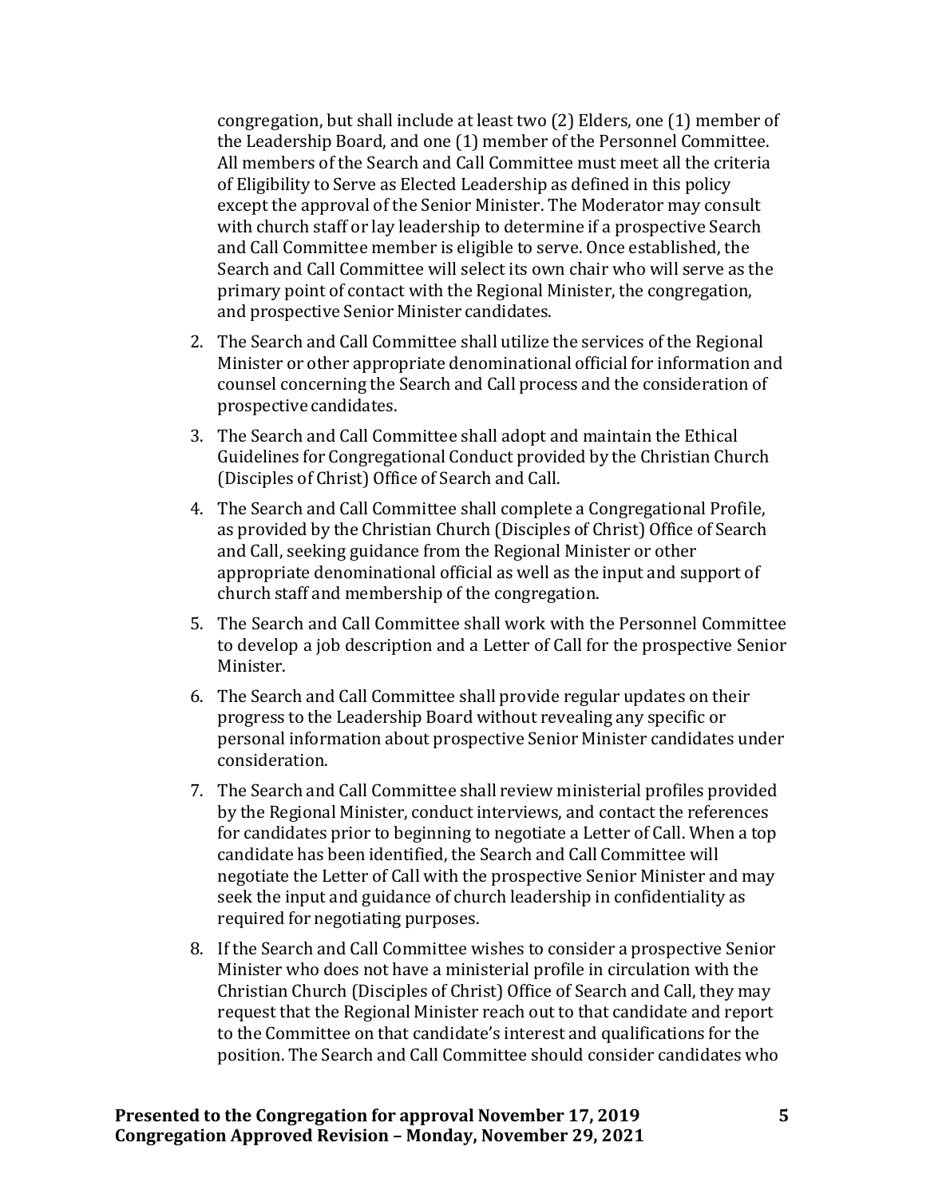congregation, but shall include at least two (2) Elders, one (1) member of the Leadership Board, and one (1) member of the Personnel Committee. All members of the Search and Call Committee must meet all the criteria of Eligibility to Serve as Elected Leadership as defined in this policy except the approval of the Senior Minister. The Moderator may consult with church staff or lay leadership to determine if a prospective Search and Call Committee member is eligible to serve. Once established, the Search and Call Committee will select its own chair who will serve as the primary point of contact with the Regional Minister, the congregation, and prospective Senior Minister candidates.

2. The Search and Call Committee shall utilize the services of the Regional Minister or other appropriate denominational official for information and counsel concerning the Search and Call process and the consideration of prospective candidates.
3. The Search and Call Committee shall adopt and maintain the Ethical Guidelines for Congregational Conduct provided by the Christian Church (Disciples of Christ) Office of Search and Call.
4. The Search and Call Committee shall complete a Congregational Profile, as provided by the Christian Church (Disciples of Christ) Office of Search and Call, seeking guidance from the Regional Minister or other appropriate denominational official as well as the input and support of church staff and membership of the congregation.
5. The Search and Call Committee shall work with the Personnel Committee to develop a job description and a Letter of Call for the prospective Senior Minister.
6. The Search and Call Committee shall provide regular updates on their progress to the Leadership Board without revealing any specific or personal information about prospective Senior Minister candidates under consideration.
7. The Search and Call Committee shall review ministerial profiles provided by the Regional Minister, conduct interviews, and contact the references for candidates prior to beginning to negotiate a Letter of Call. When a top candidate has been identified, the Search and Call Committee will negotiate the Letter of Call with the prospective Senior Minister and may seek the input and guidance of church leadership in confidentiality as required for negotiating purposes.
8. If the Search and Call Committee wishes to consider a prospective Senior Minister who does not have a ministerial profile in circulation with the Christian Church (Disciples of Christ) Office of Search and Call, they may request that the Regional Minister reach out to that candidate and report to the Committee on that candidate's interest and qualifications for the position. The Search and Call Committee should consider candidates who

**Presented to the Congregation for approval November 17, 2019**
**Congregation Approved Revision – Monday, November 29, 2021**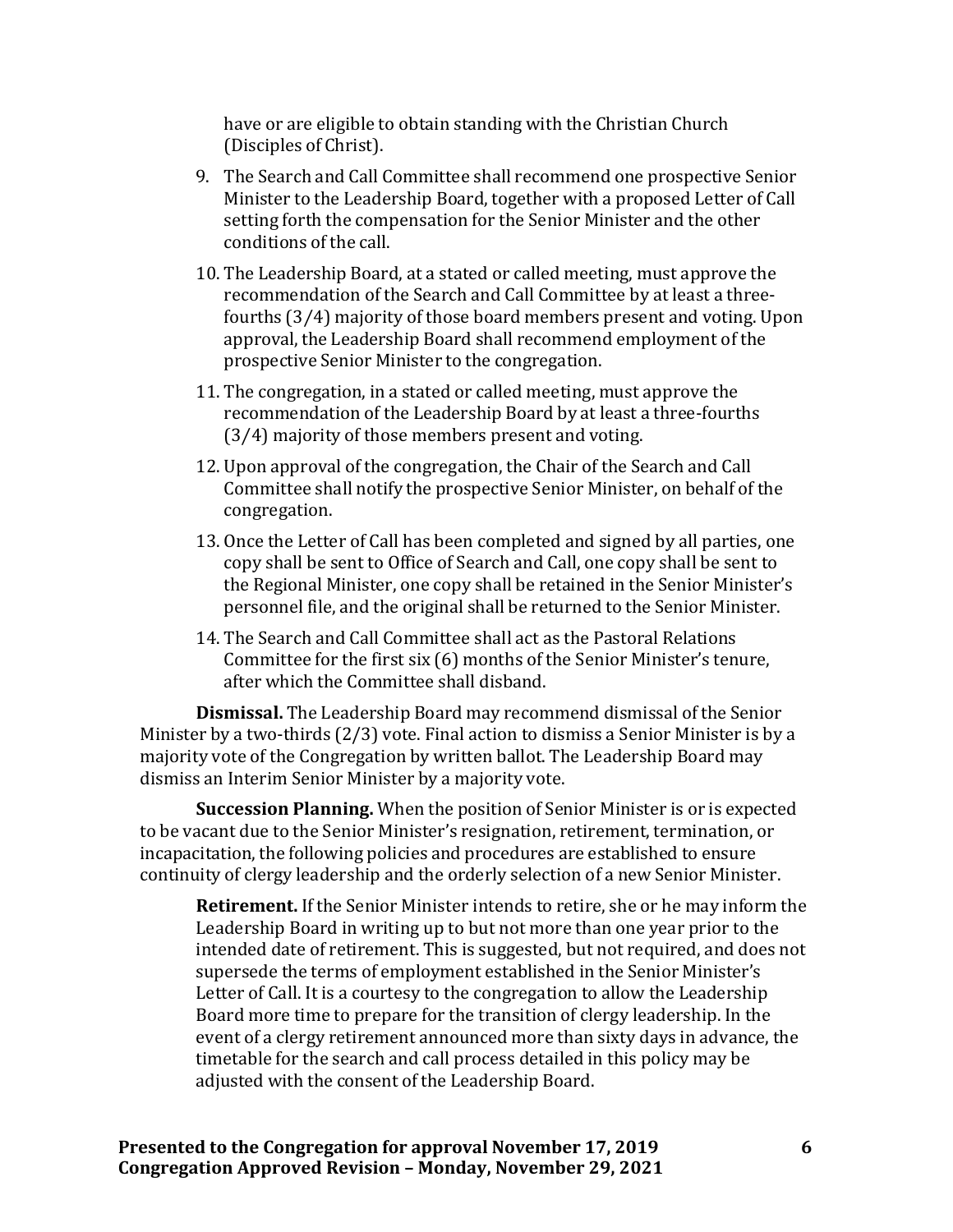have or are eligible to obtain standing with the Christian Church (Disciples of Christ).

9. The Search and Call Committee shall recommend one prospective Senior Minister to the Leadership Board, together with a proposed Letter of Call setting forth the compensation for the Senior Minister and the other conditions of the call.
10. The Leadership Board, at a stated or called meeting, must approve the recommendation of the Search and Call Committee by at least a three-fourths (3/4) majority of those board members present and voting. Upon approval, the Leadership Board shall recommend employment of the prospective Senior Minister to the congregation.
11. The congregation, in a stated or called meeting, must approve the recommendation of the Leadership Board by at least a three-fourths (3/4) majority of those members present and voting.
12. Upon approval of the congregation, the Chair of the Search and Call Committee shall notify the prospective Senior Minister, on behalf of the congregation.
13. Once the Letter of Call has been completed and signed by all parties, one copy shall be sent to Office of Search and Call, one copy shall be sent to the Regional Minister, one copy shall be retained in the Senior Minister's personnel file, and the original shall be returned to the Senior Minister.
14. The Search and Call Committee shall act as the Pastoral Relations Committee for the first six (6) months of the Senior Minister's tenure, after which the Committee shall disband.

**Dismissal.** The Leadership Board may recommend dismissal of the Senior Minister by a two-thirds (2/3) vote. Final action to dismiss a Senior Minister is by a majority vote of the Congregation by written ballot. The Leadership Board may dismiss an Interim Senior Minister by a majority vote.

**Succession Planning.** When the position of Senior Minister is or is expected to be vacant due to the Senior Minister's resignation, retirement, termination, or incapacitation, the following policies and procedures are established to ensure continuity of clergy leadership and the orderly selection of a new Senior Minister.

**Retirement.** If the Senior Minister intends to retire, she or he may inform the Leadership Board in writing up to but not more than one year prior to the intended date of retirement. This is suggested, but not required, and does not supersede the terms of employment established in the Senior Minister's Letter of Call. It is a courtesy to the congregation to allow the Leadership Board more time to prepare for the transition of clergy leadership. In the event of a clergy retirement announced more than sixty days in advance, the timetable for the search and call process detailed in this policy may be adjusted with the consent of the Leadership Board.

**Presented to the Congregation for approval November 17, 2019**
**Congregation Approved Revision – Monday, November 29, 2021**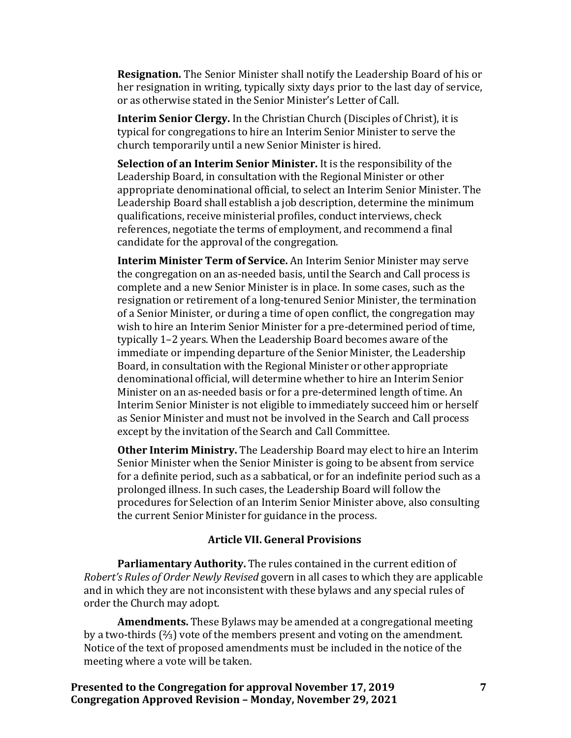**Resignation.** The Senior Minister shall notify the Leadership Board of his or her resignation in writing, typically sixty days prior to the last day of service, or as otherwise stated in the Senior Minister's Letter of Call.

**Interim Senior Clergy.** In the Christian Church (Disciples of Christ), it is typical for congregations to hire an Interim Senior Minister to serve the church temporarily until a new Senior Minister is hired.

**Selection of an Interim Senior Minister.** It is the responsibility of the Leadership Board, in consultation with the Regional Minister or other appropriate denominational official, to select an Interim Senior Minister. The Leadership Board shall establish a job description, determine the minimum qualifications, receive ministerial profiles, conduct interviews, check references, negotiate the terms of employment, and recommend a final candidate for the approval of the congregation.

**Interim Minister Term of Service.** An Interim Senior Minister may serve the congregation on an as-needed basis, until the Search and Call process is complete and a new Senior Minister is in place. In some cases, such as the resignation or retirement of a long-tenured Senior Minister, the termination of a Senior Minister, or during a time of open conflict, the congregation may wish to hire an Interim Senior Minister for a pre-determined period of time, typically 1–2 years. When the Leadership Board becomes aware of the immediate or impending departure of the Senior Minister, the Leadership Board, in consultation with the Regional Minister or other appropriate denominational official, will determine whether to hire an Interim Senior Minister on an as-needed basis or for a pre-determined length of time. An Interim Senior Minister is not eligible to immediately succeed him or herself as Senior Minister and must not be involved in the Search and Call process except by the invitation of the Search and Call Committee.

**Other Interim Ministry.** The Leadership Board may elect to hire an Interim Senior Minister when the Senior Minister is going to be absent from service for a definite period, such as a sabbatical, or for an indefinite period such as a prolonged illness. In such cases, the Leadership Board will follow the procedures for Selection of an Interim Senior Minister above, also consulting the current Senior Minister for guidance in the process.

## Article VII. General Provisions

**Parliamentary Authority.** The rules contained in the current edition of *Robert's Rules of Order Newly Revised* govern in all cases to which they are applicable and in which they are not inconsistent with these bylaws and any special rules of order the Church may adopt.

**Amendments.** These Bylaws may be amended at a congregational meeting by a two-thirds (⅔) vote of the members present and voting on the amendment. Notice of the text of proposed amendments must be included in the notice of the meeting where a vote will be taken.

**Presented to the Congregation for approval November 17, 2019**
**Congregation Approved Revision – Monday, November 29, 2021**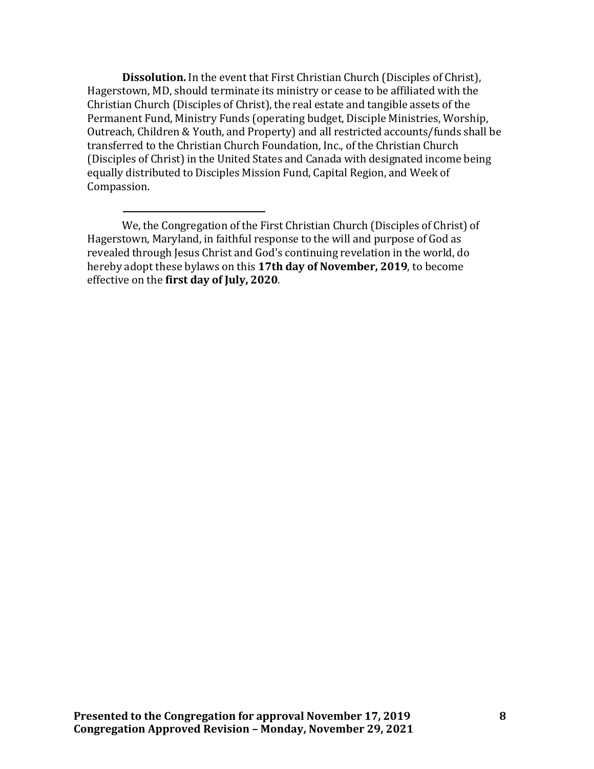**Dissolution.** In the event that First Christian Church (Disciples of Christ), Hagerstown, MD, should terminate its ministry or cease to be affiliated with the Christian Church (Disciples of Christ), the real estate and tangible assets of the Permanent Fund, Ministry Funds (operating budget, Disciple Ministries, Worship, Outreach, Children & Youth, and Property) and all restricted accounts/funds shall be transferred to the Christian Church Foundation, Inc., of the Christian Church (Disciples of Christ) in the United States and Canada with designated income being equally distributed to Disciples Mission Fund, Capital Region, and Week of Compassion.

---

We, the Congregation of the First Christian Church (Disciples of Christ) of Hagerstown, Maryland, in faithful response to the will and purpose of God as revealed through Jesus Christ and God's continuing revelation in the world, do hereby adopt these bylaws on this **17th day of November, 2019**, to become effective on the **first day of July, 2020**.